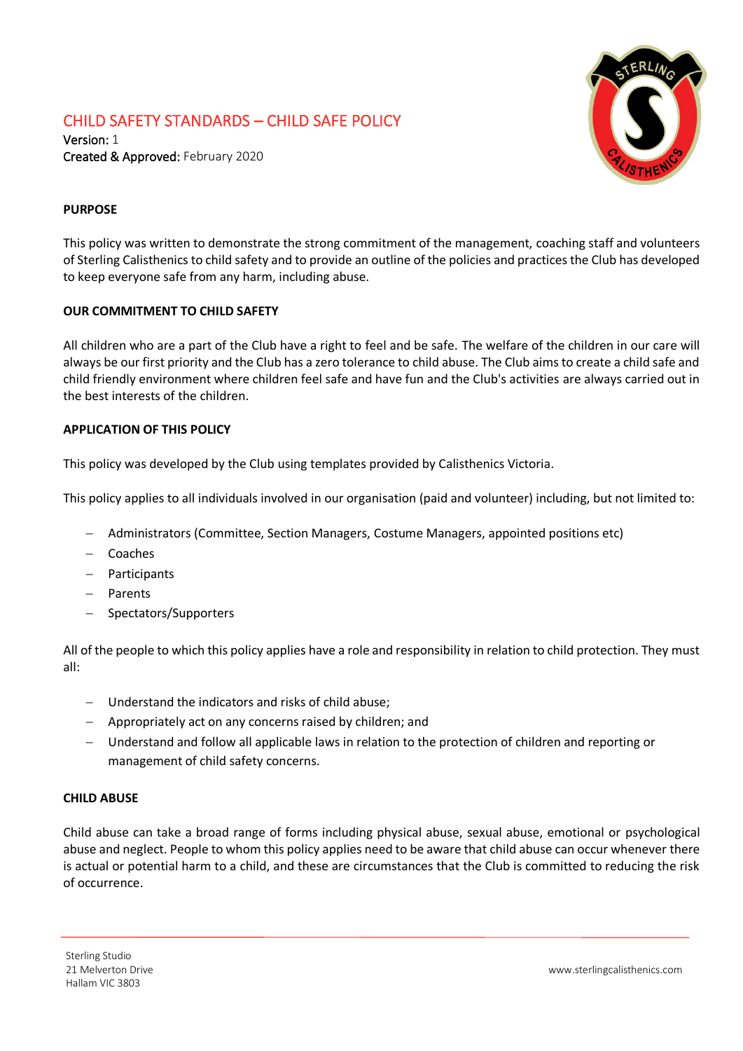# CHILD SAFETY STANDARDS – CHILD SAFE POLICY

**Version:** 1
**Created & Approved:** February 2020

## PURPOSE

This policy was written to demonstrate the strong commitment of the management, coaching staff and volunteers of Sterling Calisthenics to child safety and to provide an outline of the policies and practices the Club has developed to keep everyone safe from any harm, including abuse.

## OUR COMMITMENT TO CHILD SAFETY

All children who are a part of the Club have a right to feel and be safe. The welfare of the children in our care will always be our first priority and the Club has a zero tolerance to child abuse. The Club aims to create a child safe and child friendly environment where children feel safe and have fun and the Club's activities are always carried out in the best interests of the children.

## APPLICATION OF THIS POLICY

This policy was developed by the Club using templates provided by Calisthenics Victoria.

This policy applies to all individuals involved in our organisation (paid and volunteer) including, but not limited to:

- Administrators (Committee, Section Managers, Costume Managers, appointed positions etc)
- Coaches
- Participants
- Parents
- Spectators/Supporters

All of the people to which this policy applies have a role and responsibility in relation to child protection. They must all:

- Understand the indicators and risks of child abuse;
- Appropriately act on any concerns raised by children; and
- Understand and follow all applicable laws in relation to the protection of children and reporting or management of child safety concerns.

## CHILD ABUSE

Child abuse can take a broad range of forms including physical abuse, sexual abuse, emotional or psychological abuse and neglect. People to whom this policy applies need to be aware that child abuse can occur whenever there is actual or potential harm to a child, and these are circumstances that the Club is committed to reducing the risk of occurrence.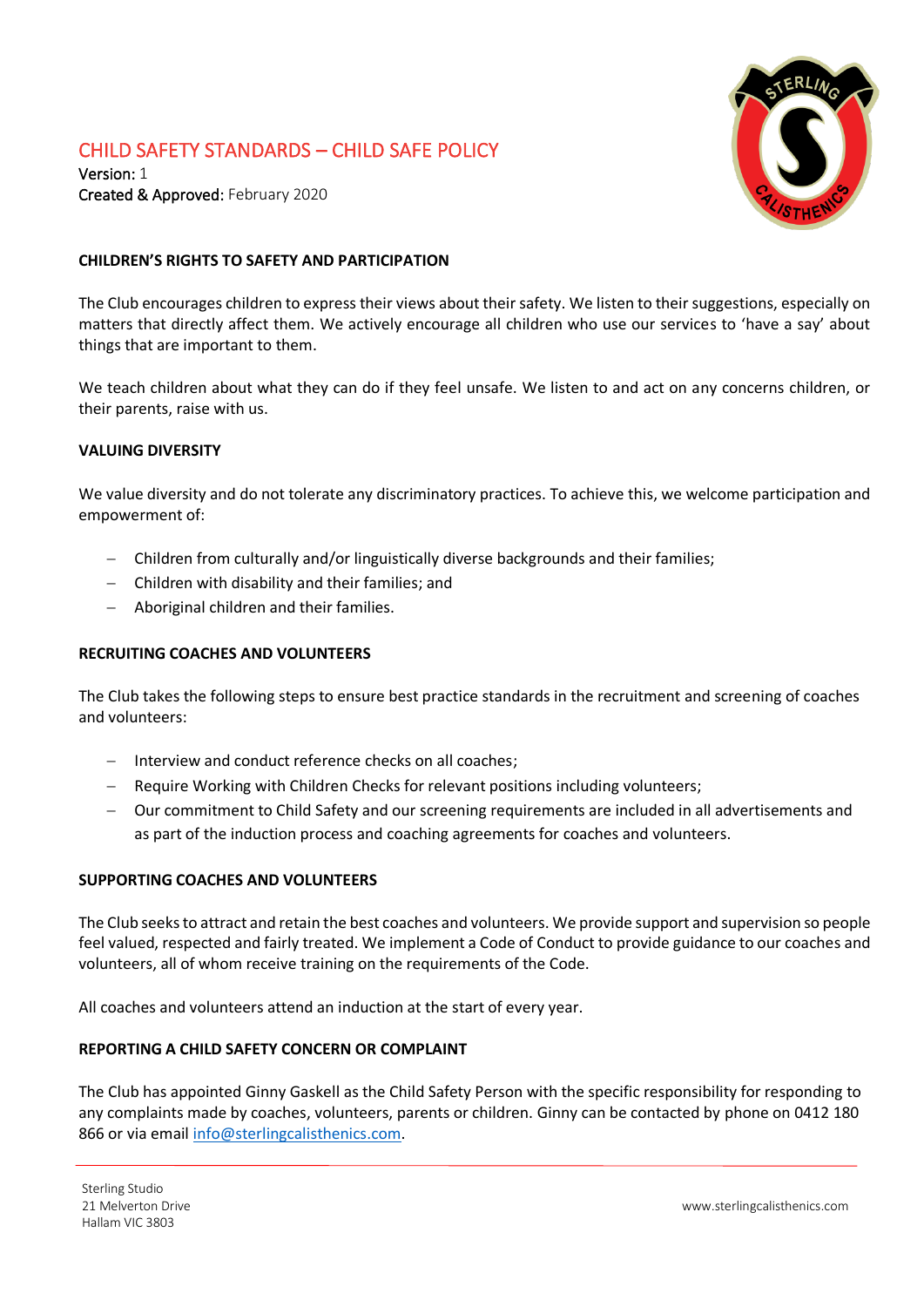# CHILD SAFETY STANDARDS – CHILD SAFE POLICY

**Version:** 1
**Created & Approved:** February 2020

**CHILDREN'S RIGHTS TO SAFETY AND PARTICIPATION**

The Club encourages children to express their views about their safety. We listen to their suggestions, especially on matters that directly affect them. We actively encourage all children who use our services to 'have a say' about things that are important to them.

We teach children about what they can do if they feel unsafe. We listen to and act on any concerns children, or their parents, raise with us.

**VALUING DIVERSITY**

We value diversity and do not tolerate any discriminatory practices. To achieve this, we welcome participation and empowerment of:

- Children from culturally and/or linguistically diverse backgrounds and their families;
- Children with disability and their families; and
- Aboriginal children and their families.

**RECRUITING COACHES AND VOLUNTEERS**

The Club takes the following steps to ensure best practice standards in the recruitment and screening of coaches and volunteers:

- Interview and conduct reference checks on all coaches;
- Require Working with Children Checks for relevant positions including volunteers;
- Our commitment to Child Safety and our screening requirements are included in all advertisements and as part of the induction process and coaching agreements for coaches and volunteers.

**SUPPORTING COACHES AND VOLUNTEERS**

The Club seeks to attract and retain the best coaches and volunteers. We provide support and supervision so people feel valued, respected and fairly treated. We implement a Code of Conduct to provide guidance to our coaches and volunteers, all of whom receive training on the requirements of the Code.

All coaches and volunteers attend an induction at the start of every year.

**REPORTING A CHILD SAFETY CONCERN OR COMPLAINT**

The Club has appointed Ginny Gaskell as the Child Safety Person with the specific responsibility for responding to any complaints made by coaches, volunteers, parents or children. Ginny can be contacted by phone on 0412 180 866 or via email info@sterlingcalisthenics.com.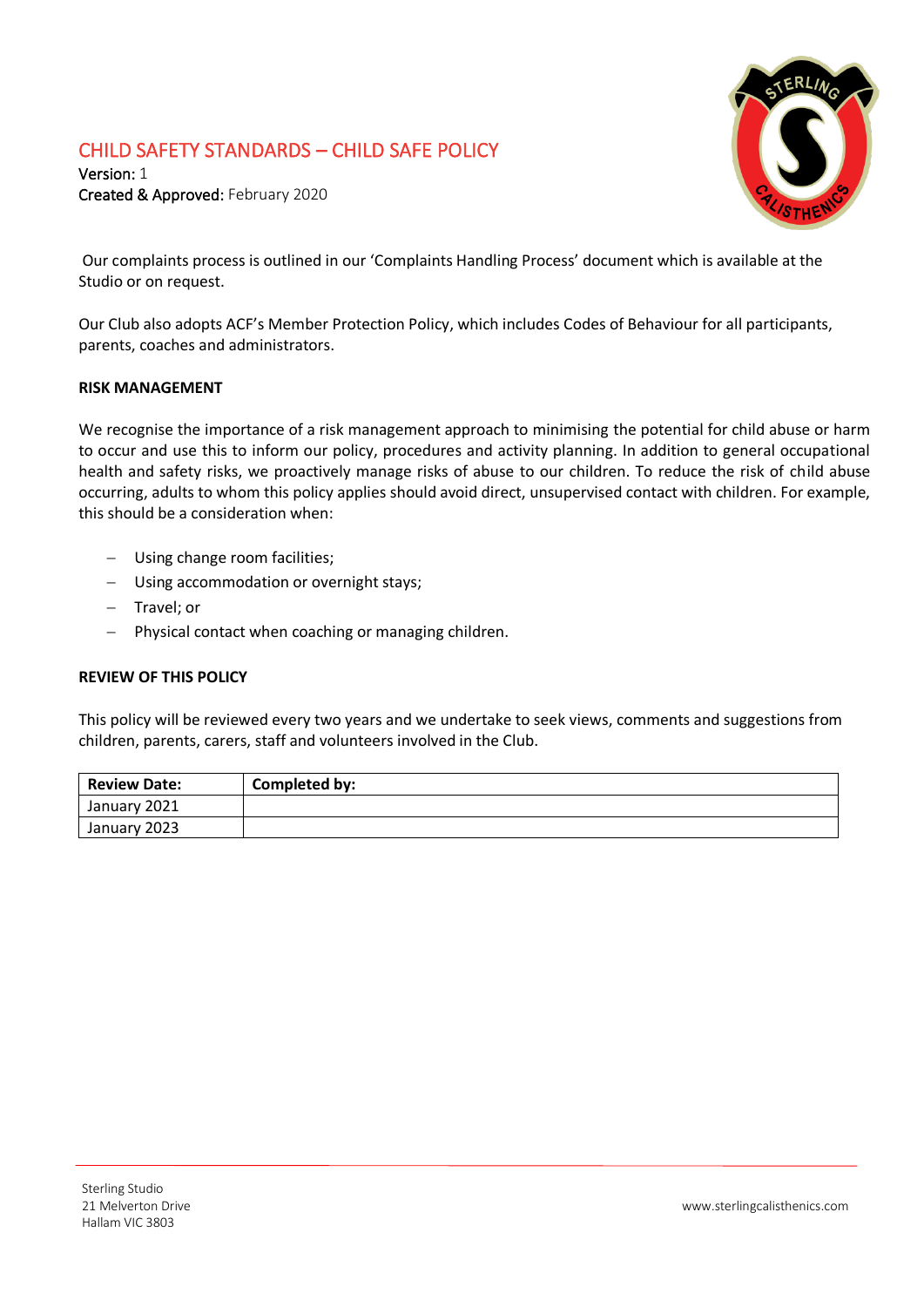# CHILD SAFETY STANDARDS – CHILD SAFE POLICY

**Version:** 1
**Created & Approved:** February 2020

Our complaints process is outlined in our 'Complaints Handling Process' document which is available at the Studio or on request.

Our Club also adopts ACF's Member Protection Policy, which includes Codes of Behaviour for all participants, parents, coaches and administrators.

**RISK MANAGEMENT**

We recognise the importance of a risk management approach to minimising the potential for child abuse or harm to occur and use this to inform our policy, procedures and activity planning. In addition to general occupational health and safety risks, we proactively manage risks of abuse to our children. To reduce the risk of child abuse occurring, adults to whom this policy applies should avoid direct, unsupervised contact with children. For example, this should be a consideration when:

- Using change room facilities;
- Using accommodation or overnight stays;
- Travel; or
- Physical contact when coaching or managing children.

**REVIEW OF THIS POLICY**

This policy will be reviewed every two years and we undertake to seek views, comments and suggestions from children, parents, carers, staff and volunteers involved in the Club.

| Review Date: | Completed by: |
|---|---|
| January 2021 | |
| January 2023 | |

Sterling Studio
21 Melverton Drive
Hallam VIC 3803

www.sterlingcalisthenics.com